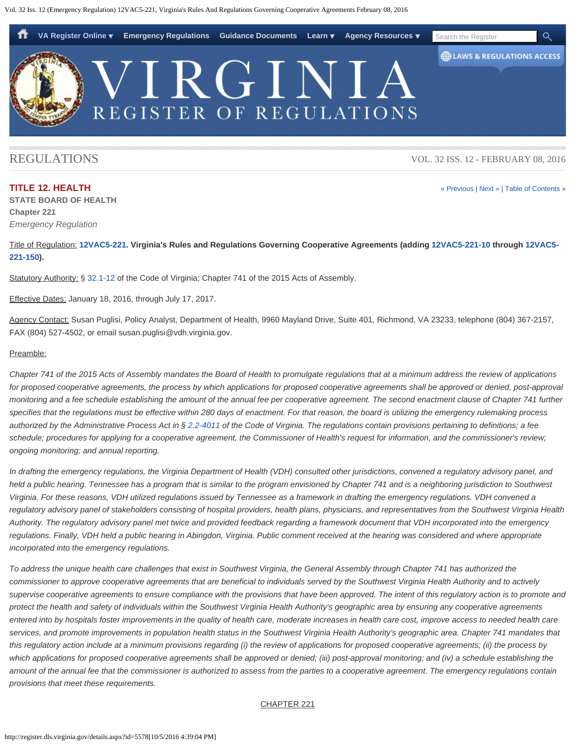# REGULATIONS

VOL. 32 ISS. 12 - FEBRUARY 08, 2016

## TITLE 12. HEALTH

**STATE BOARD OF HEALTH**

**Chapter 221**

*Emergency Regulation*

Title of Regulation: **12VAC5-221. Virginia's Rules and Regulations Governing Cooperative Agreements (adding 12VAC5-221-10 through 12VAC5-221-150).**

Statutory Authority: § 32.1-12 of the Code of Virginia; Chapter 741 of the 2015 Acts of Assembly.

Effective Dates: January 18, 2016, through July 17, 2017.

Agency Contact: Susan Puglisi, Policy Analyst, Department of Health, 9960 Mayland Drive, Suite 401, Richmond, VA 23233, telephone (804) 367-2157, FAX (804) 527-4502, or email susan.puglisi@vdh.virginia.gov.

Preamble:

*Chapter 741 of the 2015 Acts of Assembly mandates the Board of Health to promulgate regulations that at a minimum address the review of applications for proposed cooperative agreements, the process by which applications for proposed cooperative agreements shall be approved or denied, post-approval monitoring and a fee schedule establishing the amount of the annual fee per cooperative agreement. The second enactment clause of Chapter 741 further specifies that the regulations must be effective within 280 days of enactment. For that reason, the board is utilizing the emergency rulemaking process authorized by the Administrative Process Act in § 2.2-4011 of the Code of Virginia. The regulations contain provisions pertaining to definitions; a fee schedule; procedures for applying for a cooperative agreement, the Commissioner of Health's request for information, and the commissioner's review; ongoing monitoring; and annual reporting.*

*In drafting the emergency regulations, the Virginia Department of Health (VDH) consulted other jurisdictions, convened a regulatory advisory panel, and held a public hearing. Tennessee has a program that is similar to the program envisioned by Chapter 741 and is a neighboring jurisdiction to Southwest Virginia. For these reasons, VDH utilized regulations issued by Tennessee as a framework in drafting the emergency regulations. VDH convened a regulatory advisory panel of stakeholders consisting of hospital providers, health plans, physicians, and representatives from the Southwest Virginia Health Authority. The regulatory advisory panel met twice and provided feedback regarding a framework document that VDH incorporated into the emergency regulations. Finally, VDH held a public hearing in Abingdon, Virginia. Public comment received at the hearing was considered and where appropriate incorporated into the emergency regulations.*

*To address the unique health care challenges that exist in Southwest Virginia, the General Assembly through Chapter 741 has authorized the commissioner to approve cooperative agreements that are beneficial to individuals served by the Southwest Virginia Health Authority and to actively supervise cooperative agreements to ensure compliance with the provisions that have been approved. The intent of this regulatory action is to promote and protect the health and safety of individuals within the Southwest Virginia Health Authority's geographic area by ensuring any cooperative agreements entered into by hospitals foster improvements in the quality of health care, moderate increases in health care cost, improve access to needed health care services, and promote improvements in population health status in the Southwest Virginia Health Authority's geographic area. Chapter 741 mandates that this regulatory action include at a minimum provisions regarding (i) the review of applications for proposed cooperative agreements; (ii) the process by which applications for proposed cooperative agreements shall be approved or denied; (iii) post-approval monitoring; and (iv) a schedule establishing the amount of the annual fee that the commissioner is authorized to assess from the parties to a cooperative agreement. The emergency regulations contain provisions that meet these requirements.*

CHAPTER 221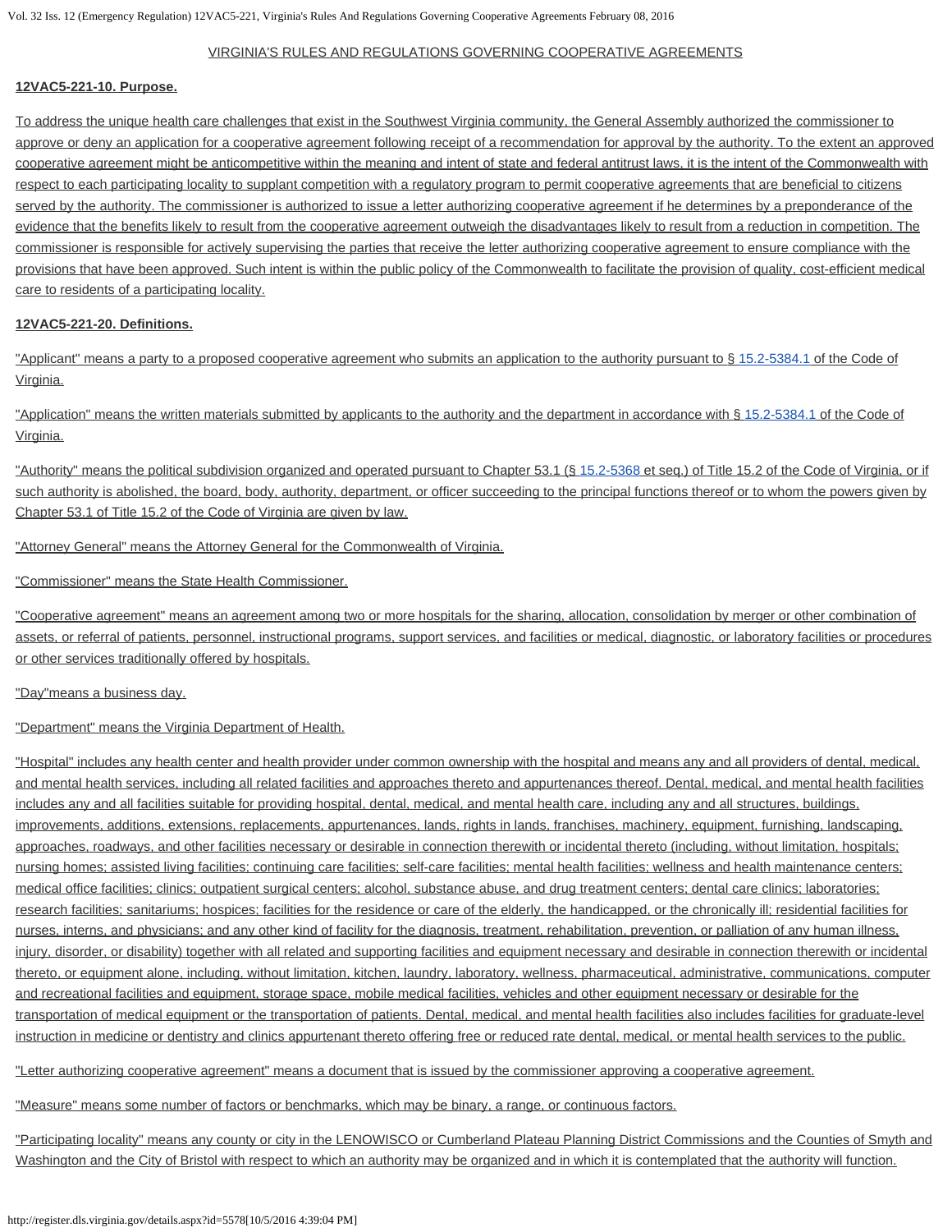VIRGINIA'S RULES AND REGULATIONS GOVERNING COOPERATIVE AGREEMENTS

**12VAC5-221-10. Purpose.**

To address the unique health care challenges that exist in the Southwest Virginia community, the General Assembly authorized the commissioner to approve or deny an application for a cooperative agreement following receipt of a recommendation for approval by the authority. To the extent an approved cooperative agreement might be anticompetitive within the meaning and intent of state and federal antitrust laws, it is the intent of the Commonwealth with respect to each participating locality to supplant competition with a regulatory program to permit cooperative agreements that are beneficial to citizens served by the authority. The commissioner is authorized to issue a letter authorizing cooperative agreement if he determines by a preponderance of the evidence that the benefits likely to result from the cooperative agreement outweigh the disadvantages likely to result from a reduction in competition. The commissioner is responsible for actively supervising the parties that receive the letter authorizing cooperative agreement to ensure compliance with the provisions that have been approved. Such intent is within the public policy of the Commonwealth to facilitate the provision of quality, cost-efficient medical care to residents of a participating locality.

**12VAC5-221-20. Definitions.**

"Applicant" means a party to a proposed cooperative agreement who submits an application to the authority pursuant to § 15.2-5384.1 of the Code of Virginia.

"Application" means the written materials submitted by applicants to the authority and the department in accordance with § 15.2-5384.1 of the Code of Virginia.

"Authority" means the political subdivision organized and operated pursuant to Chapter 53.1 (§ 15.2-5368 et seq.) of Title 15.2 of the Code of Virginia, or if such authority is abolished, the board, body, authority, department, or officer succeeding to the principal functions thereof or to whom the powers given by Chapter 53.1 of Title 15.2 of the Code of Virginia are given by law.

"Attorney General" means the Attorney General for the Commonwealth of Virginia.

"Commissioner" means the State Health Commissioner.

"Cooperative agreement" means an agreement among two or more hospitals for the sharing, allocation, consolidation by merger or other combination of assets, or referral of patients, personnel, instructional programs, support services, and facilities or medical, diagnostic, or laboratory facilities or procedures or other services traditionally offered by hospitals.

"Day"means a business day.

"Department" means the Virginia Department of Health.

"Hospital" includes any health center and health provider under common ownership with the hospital and means any and all providers of dental, medical, and mental health services, including all related facilities and approaches thereto and appurtenances thereof. Dental, medical, and mental health facilities includes any and all facilities suitable for providing hospital, dental, medical, and mental health care, including any and all structures, buildings, improvements, additions, extensions, replacements, appurtenances, lands, rights in lands, franchises, machinery, equipment, furnishing, landscaping, approaches, roadways, and other facilities necessary or desirable in connection therewith or incidental thereto (including, without limitation, hospitals; nursing homes; assisted living facilities; continuing care facilities; self-care facilities; mental health facilities; wellness and health maintenance centers; medical office facilities; clinics; outpatient surgical centers; alcohol, substance abuse, and drug treatment centers; dental care clinics; laboratories; research facilities; sanitariums; hospices; facilities for the residence or care of the elderly, the handicapped, or the chronically ill; residential facilities for nurses, interns, and physicians; and any other kind of facility for the diagnosis, treatment, rehabilitation, prevention, or palliation of any human illness, injury, disorder, or disability) together with all related and supporting facilities and equipment necessary and desirable in connection therewith or incidental thereto, or equipment alone, including, without limitation, kitchen, laundry, laboratory, wellness, pharmaceutical, administrative, communications, computer and recreational facilities and equipment, storage space, mobile medical facilities, vehicles and other equipment necessary or desirable for the transportation of medical equipment or the transportation of patients. Dental, medical, and mental health facilities also includes facilities for graduate-level instruction in medicine or dentistry and clinics appurtenant thereto offering free or reduced rate dental, medical, or mental health services to the public.

"Letter authorizing cooperative agreement" means a document that is issued by the commissioner approving a cooperative agreement.

"Measure" means some number of factors or benchmarks, which may be binary, a range, or continuous factors.

"Participating locality" means any county or city in the LENOWISCO or Cumberland Plateau Planning District Commissions and the Counties of Smyth and Washington and the City of Bristol with respect to which an authority may be organized and in which it is contemplated that the authority will function.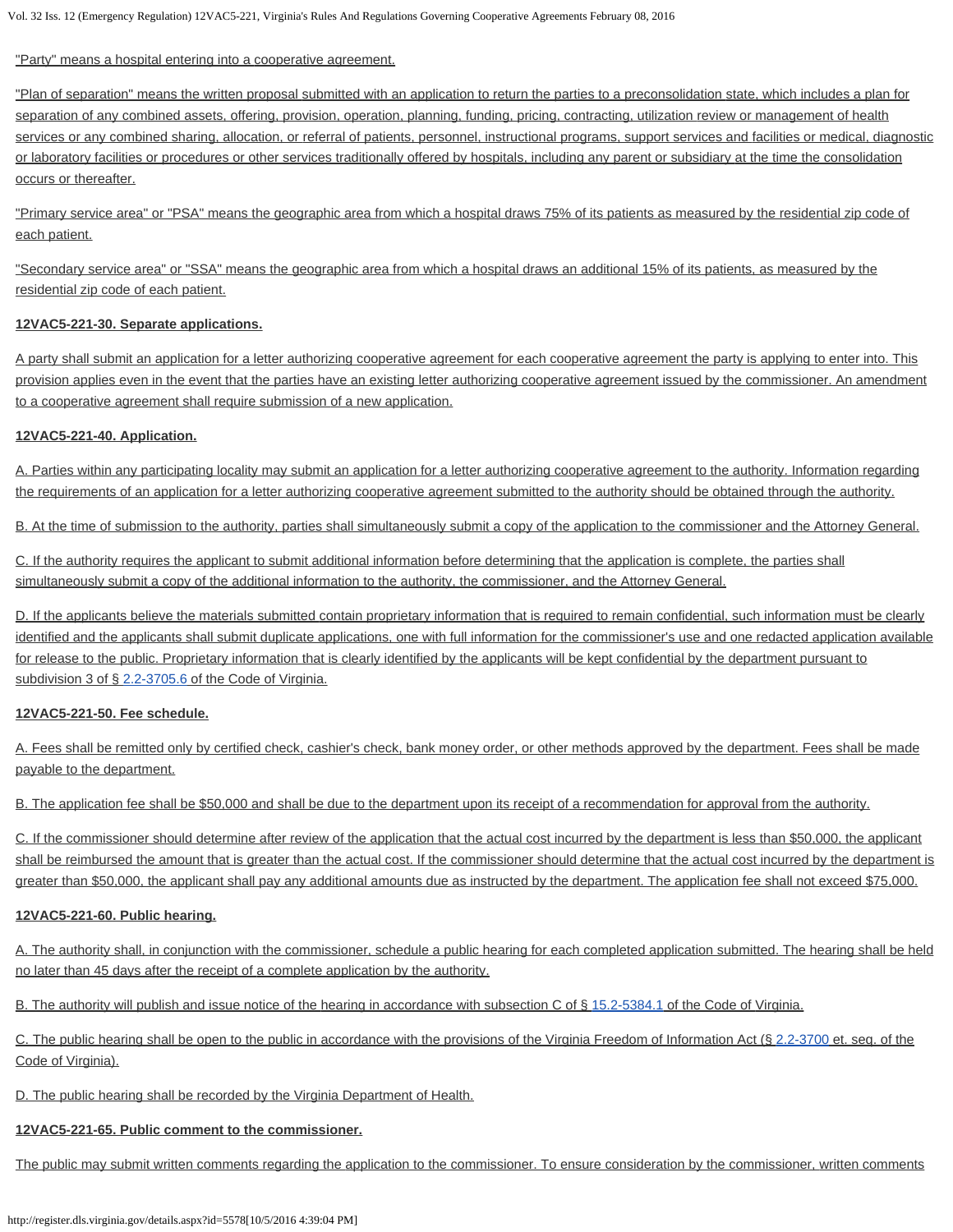"Party" means a hospital entering into a cooperative agreement.

"Plan of separation" means the written proposal submitted with an application to return the parties to a preconsolidation state, which includes a plan for separation of any combined assets, offering, provision, operation, planning, funding, pricing, contracting, utilization review or management of health services or any combined sharing, allocation, or referral of patients, personnel, instructional programs, support services and facilities or medical, diagnostic or laboratory facilities or procedures or other services traditionally offered by hospitals, including any parent or subsidiary at the time the consolidation occurs or thereafter.

"Primary service area" or "PSA" means the geographic area from which a hospital draws 75% of its patients as measured by the residential zip code of each patient.

"Secondary service area" or "SSA" means the geographic area from which a hospital draws an additional 15% of its patients, as measured by the residential zip code of each patient.

**12VAC5-221-30. Separate applications.**

A party shall submit an application for a letter authorizing cooperative agreement for each cooperative agreement the party is applying to enter into. This provision applies even in the event that the parties have an existing letter authorizing cooperative agreement issued by the commissioner. An amendment to a cooperative agreement shall require submission of a new application.

**12VAC5-221-40. Application.**

A. Parties within any participating locality may submit an application for a letter authorizing cooperative agreement to the authority. Information regarding the requirements of an application for a letter authorizing cooperative agreement submitted to the authority should be obtained through the authority.

B. At the time of submission to the authority, parties shall simultaneously submit a copy of the application to the commissioner and the Attorney General.

C. If the authority requires the applicant to submit additional information before determining that the application is complete, the parties shall simultaneously submit a copy of the additional information to the authority, the commissioner, and the Attorney General.

D. If the applicants believe the materials submitted contain proprietary information that is required to remain confidential, such information must be clearly identified and the applicants shall submit duplicate applications, one with full information for the commissioner's use and one redacted application available for release to the public. Proprietary information that is clearly identified by the applicants will be kept confidential by the department pursuant to subdivision 3 of § 2.2-3705.6 of the Code of Virginia.

**12VAC5-221-50. Fee schedule.**

A. Fees shall be remitted only by certified check, cashier's check, bank money order, or other methods approved by the department. Fees shall be made payable to the department.

B. The application fee shall be $50,000 and shall be due to the department upon its receipt of a recommendation for approval from the authority.

C. If the commissioner should determine after review of the application that the actual cost incurred by the department is less than $50,000, the applicant shall be reimbursed the amount that is greater than the actual cost. If the commissioner should determine that the actual cost incurred by the department is greater than $50,000, the applicant shall pay any additional amounts due as instructed by the department. The application fee shall not exceed $75,000.

**12VAC5-221-60. Public hearing.**

A. The authority shall, in conjunction with the commissioner, schedule a public hearing for each completed application submitted. The hearing shall be held no later than 45 days after the receipt of a complete application by the authority.

B. The authority will publish and issue notice of the hearing in accordance with subsection C of § 15.2-5384.1 of the Code of Virginia.

C. The public hearing shall be open to the public in accordance with the provisions of the Virginia Freedom of Information Act (§ 2.2-3700 et. seq. of the Code of Virginia).

D. The public hearing shall be recorded by the Virginia Department of Health.

**12VAC5-221-65. Public comment to the commissioner.**

The public may submit written comments regarding the application to the commissioner. To ensure consideration by the commissioner, written comments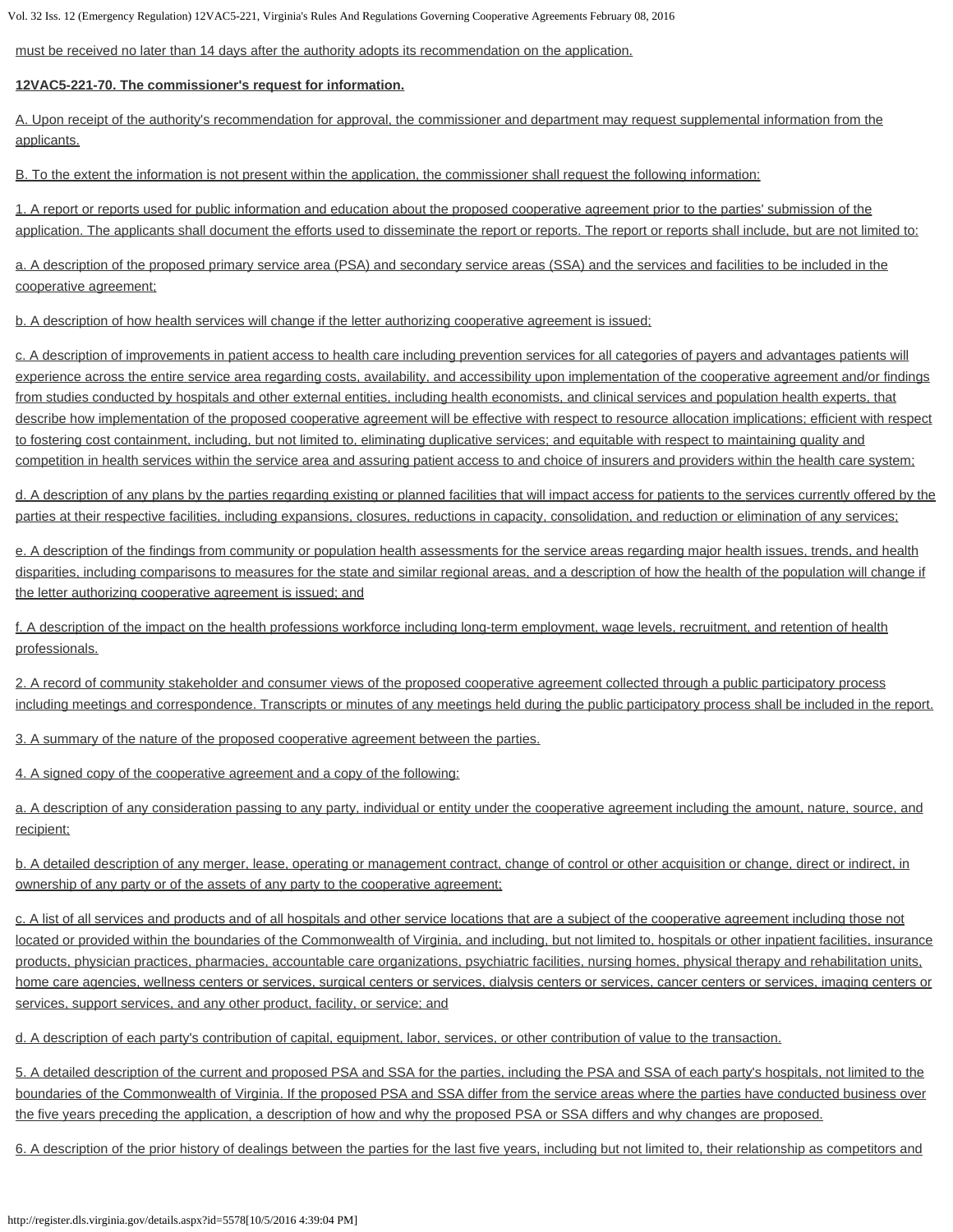must be received no later than 14 days after the authority adopts its recommendation on the application.

**12VAC5-221-70. The commissioner's request for information.**

A. Upon receipt of the authority's recommendation for approval, the commissioner and department may request supplemental information from the applicants.

B. To the extent the information is not present within the application, the commissioner shall request the following information:

1. A report or reports used for public information and education about the proposed cooperative agreement prior to the parties' submission of the application. The applicants shall document the efforts used to disseminate the report or reports. The report or reports shall include, but are not limited to:

a. A description of the proposed primary service area (PSA) and secondary service areas (SSA) and the services and facilities to be included in the cooperative agreement;

b. A description of how health services will change if the letter authorizing cooperative agreement is issued;

c. A description of improvements in patient access to health care including prevention services for all categories of payers and advantages patients will experience across the entire service area regarding costs, availability, and accessibility upon implementation of the cooperative agreement and/or findings from studies conducted by hospitals and other external entities, including health economists, and clinical services and population health experts, that describe how implementation of the proposed cooperative agreement will be effective with respect to resource allocation implications; efficient with respect to fostering cost containment, including, but not limited to, eliminating duplicative services; and equitable with respect to maintaining quality and competition in health services within the service area and assuring patient access to and choice of insurers and providers within the health care system;

d. A description of any plans by the parties regarding existing or planned facilities that will impact access for patients to the services currently offered by the parties at their respective facilities, including expansions, closures, reductions in capacity, consolidation, and reduction or elimination of any services;

e. A description of the findings from community or population health assessments for the service areas regarding major health issues, trends, and health disparities, including comparisons to measures for the state and similar regional areas, and a description of how the health of the population will change if the letter authorizing cooperative agreement is issued; and

f. A description of the impact on the health professions workforce including long-term employment, wage levels, recruitment, and retention of health professionals.

2. A record of community stakeholder and consumer views of the proposed cooperative agreement collected through a public participatory process including meetings and correspondence. Transcripts or minutes of any meetings held during the public participatory process shall be included in the report.

3. A summary of the nature of the proposed cooperative agreement between the parties.

4. A signed copy of the cooperative agreement and a copy of the following:

a. A description of any consideration passing to any party, individual or entity under the cooperative agreement including the amount, nature, source, and recipient;

b. A detailed description of any merger, lease, operating or management contract, change of control or other acquisition or change, direct or indirect, in ownership of any party or of the assets of any party to the cooperative agreement;

c. A list of all services and products and of all hospitals and other service locations that are a subject of the cooperative agreement including those not located or provided within the boundaries of the Commonwealth of Virginia, and including, but not limited to, hospitals or other inpatient facilities, insurance products, physician practices, pharmacies, accountable care organizations, psychiatric facilities, nursing homes, physical therapy and rehabilitation units, home care agencies, wellness centers or services, surgical centers or services, dialysis centers or services, cancer centers or services, imaging centers or services, support services, and any other product, facility, or service; and

d. A description of each party's contribution of capital, equipment, labor, services, or other contribution of value to the transaction.

5. A detailed description of the current and proposed PSA and SSA for the parties, including the PSA and SSA of each party's hospitals, not limited to the boundaries of the Commonwealth of Virginia. If the proposed PSA and SSA differ from the service areas where the parties have conducted business over the five years preceding the application, a description of how and why the proposed PSA or SSA differs and why changes are proposed.

6. A description of the prior history of dealings between the parties for the last five years, including but not limited to, their relationship as competitors and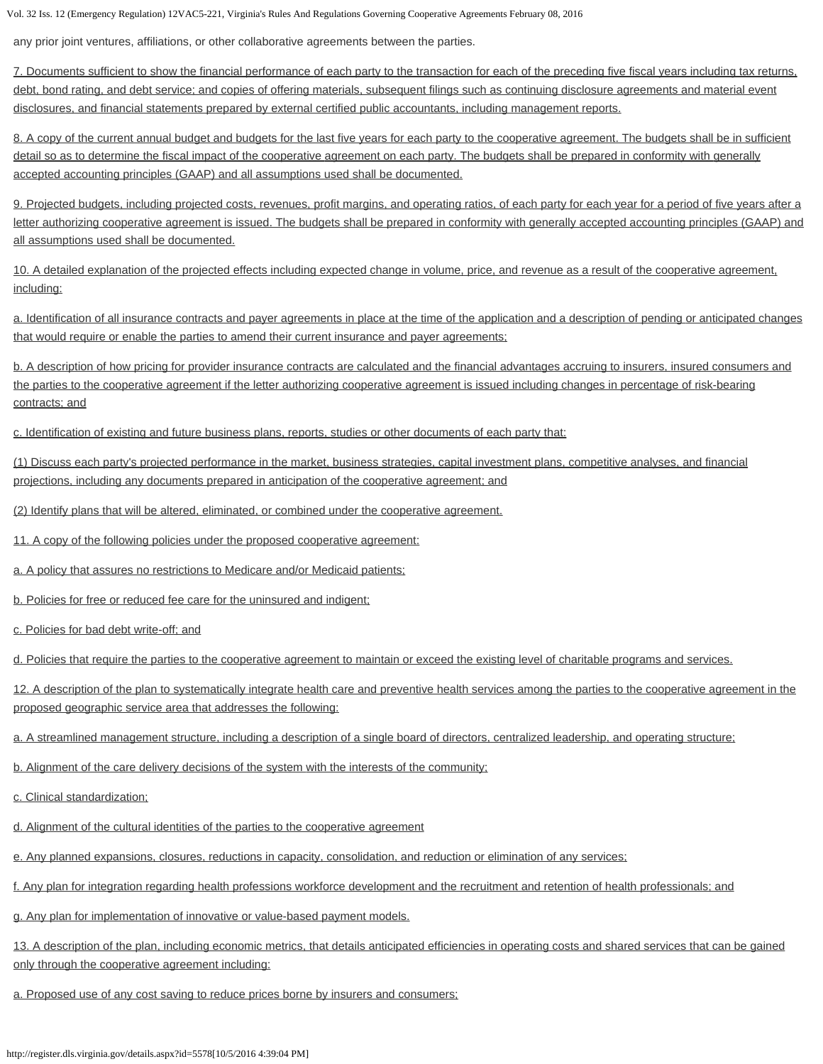any prior joint ventures, affiliations, or other collaborative agreements between the parties.

7. Documents sufficient to show the financial performance of each party to the transaction for each of the preceding five fiscal years including tax returns, debt, bond rating, and debt service; and copies of offering materials, subsequent filings such as continuing disclosure agreements and material event disclosures, and financial statements prepared by external certified public accountants, including management reports.

8. A copy of the current annual budget and budgets for the last five years for each party to the cooperative agreement. The budgets shall be in sufficient detail so as to determine the fiscal impact of the cooperative agreement on each party. The budgets shall be prepared in conformity with generally accepted accounting principles (GAAP) and all assumptions used shall be documented.

9. Projected budgets, including projected costs, revenues, profit margins, and operating ratios, of each party for each year for a period of five years after a letter authorizing cooperative agreement is issued. The budgets shall be prepared in conformity with generally accepted accounting principles (GAAP) and all assumptions used shall be documented.

10. A detailed explanation of the projected effects including expected change in volume, price, and revenue as a result of the cooperative agreement, including:

a. Identification of all insurance contracts and payer agreements in place at the time of the application and a description of pending or anticipated changes that would require or enable the parties to amend their current insurance and payer agreements;

b. A description of how pricing for provider insurance contracts are calculated and the financial advantages accruing to insurers, insured consumers and the parties to the cooperative agreement if the letter authorizing cooperative agreement is issued including changes in percentage of risk-bearing contracts; and

c. Identification of existing and future business plans, reports, studies or other documents of each party that:

(1) Discuss each party's projected performance in the market, business strategies, capital investment plans, competitive analyses, and financial projections, including any documents prepared in anticipation of the cooperative agreement; and

(2) Identify plans that will be altered, eliminated, or combined under the cooperative agreement.

11. A copy of the following policies under the proposed cooperative agreement:

a. A policy that assures no restrictions to Medicare and/or Medicaid patients;

b. Policies for free or reduced fee care for the uninsured and indigent;

c. Policies for bad debt write-off; and

d. Policies that require the parties to the cooperative agreement to maintain or exceed the existing level of charitable programs and services.

12. A description of the plan to systematically integrate health care and preventive health services among the parties to the cooperative agreement in the proposed geographic service area that addresses the following:

a. A streamlined management structure, including a description of a single board of directors, centralized leadership, and operating structure;

b. Alignment of the care delivery decisions of the system with the interests of the community;

c. Clinical standardization;

d. Alignment of the cultural identities of the parties to the cooperative agreement

e. Any planned expansions, closures, reductions in capacity, consolidation, and reduction or elimination of any services;

f. Any plan for integration regarding health professions workforce development and the recruitment and retention of health professionals; and

g. Any plan for implementation of innovative or value-based payment models.

13. A description of the plan, including economic metrics, that details anticipated efficiencies in operating costs and shared services that can be gained only through the cooperative agreement including:

a. Proposed use of any cost saving to reduce prices borne by insurers and consumers;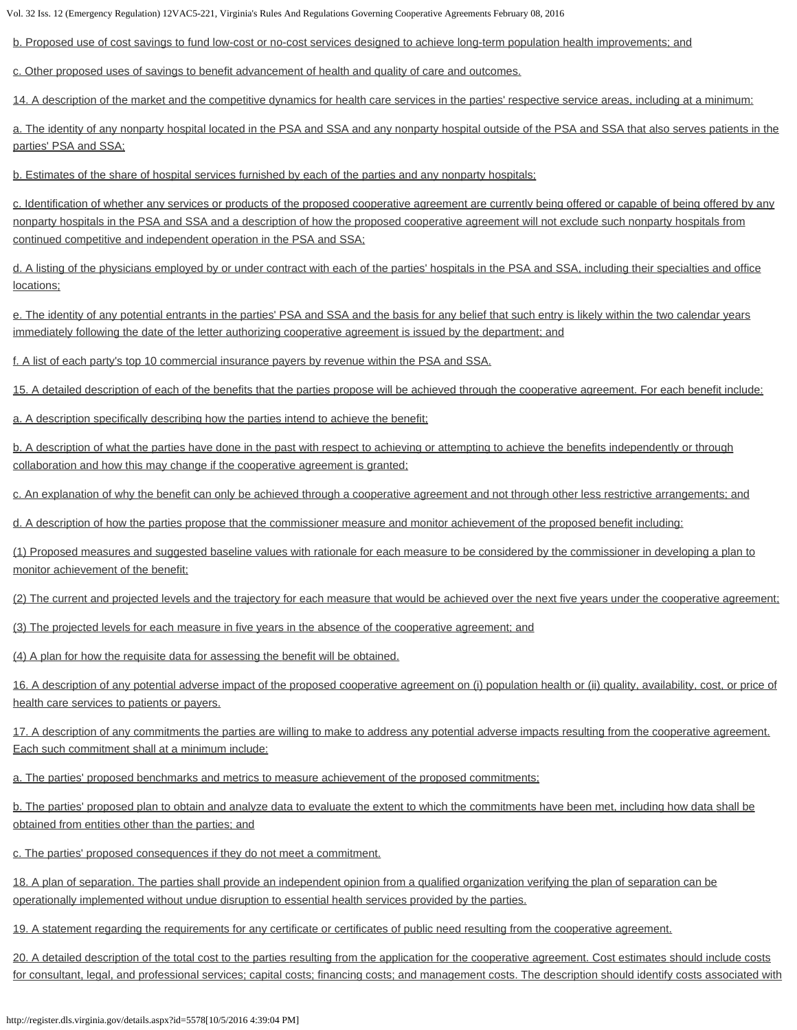b. Proposed use of cost savings to fund low-cost or no-cost services designed to achieve long-term population health improvements; and

c. Other proposed uses of savings to benefit advancement of health and quality of care and outcomes.

14. A description of the market and the competitive dynamics for health care services in the parties' respective service areas, including at a minimum:

a. The identity of any nonparty hospital located in the PSA and SSA and any nonparty hospital outside of the PSA and SSA that also serves patients in the parties' PSA and SSA;

b. Estimates of the share of hospital services furnished by each of the parties and any nonparty hospitals;

c. Identification of whether any services or products of the proposed cooperative agreement are currently being offered or capable of being offered by any nonparty hospitals in the PSA and SSA and a description of how the proposed cooperative agreement will not exclude such nonparty hospitals from continued competitive and independent operation in the PSA and SSA;

d. A listing of the physicians employed by or under contract with each of the parties' hospitals in the PSA and SSA, including their specialties and office locations;

e. The identity of any potential entrants in the parties' PSA and SSA and the basis for any belief that such entry is likely within the two calendar years immediately following the date of the letter authorizing cooperative agreement is issued by the department; and

f. A list of each party's top 10 commercial insurance payers by revenue within the PSA and SSA.

15. A detailed description of each of the benefits that the parties propose will be achieved through the cooperative agreement. For each benefit include:

a. A description specifically describing how the parties intend to achieve the benefit;

b. A description of what the parties have done in the past with respect to achieving or attempting to achieve the benefits independently or through collaboration and how this may change if the cooperative agreement is granted;

c. An explanation of why the benefit can only be achieved through a cooperative agreement and not through other less restrictive arrangements; and

d. A description of how the parties propose that the commissioner measure and monitor achievement of the proposed benefit including:

(1) Proposed measures and suggested baseline values with rationale for each measure to be considered by the commissioner in developing a plan to monitor achievement of the benefit;

(2) The current and projected levels and the trajectory for each measure that would be achieved over the next five years under the cooperative agreement;

(3) The projected levels for each measure in five years in the absence of the cooperative agreement; and

(4) A plan for how the requisite data for assessing the benefit will be obtained.

16. A description of any potential adverse impact of the proposed cooperative agreement on (i) population health or (ii) quality, availability, cost, or price of health care services to patients or payers.

17. A description of any commitments the parties are willing to make to address any potential adverse impacts resulting from the cooperative agreement. Each such commitment shall at a minimum include:

a. The parties' proposed benchmarks and metrics to measure achievement of the proposed commitments;

b. The parties' proposed plan to obtain and analyze data to evaluate the extent to which the commitments have been met, including how data shall be obtained from entities other than the parties; and

c. The parties' proposed consequences if they do not meet a commitment.

18. A plan of separation. The parties shall provide an independent opinion from a qualified organization verifying the plan of separation can be operationally implemented without undue disruption to essential health services provided by the parties.

19. A statement regarding the requirements for any certificate or certificates of public need resulting from the cooperative agreement.

20. A detailed description of the total cost to the parties resulting from the application for the cooperative agreement. Cost estimates should include costs for consultant, legal, and professional services; capital costs; financing costs; and management costs. The description should identify costs associated with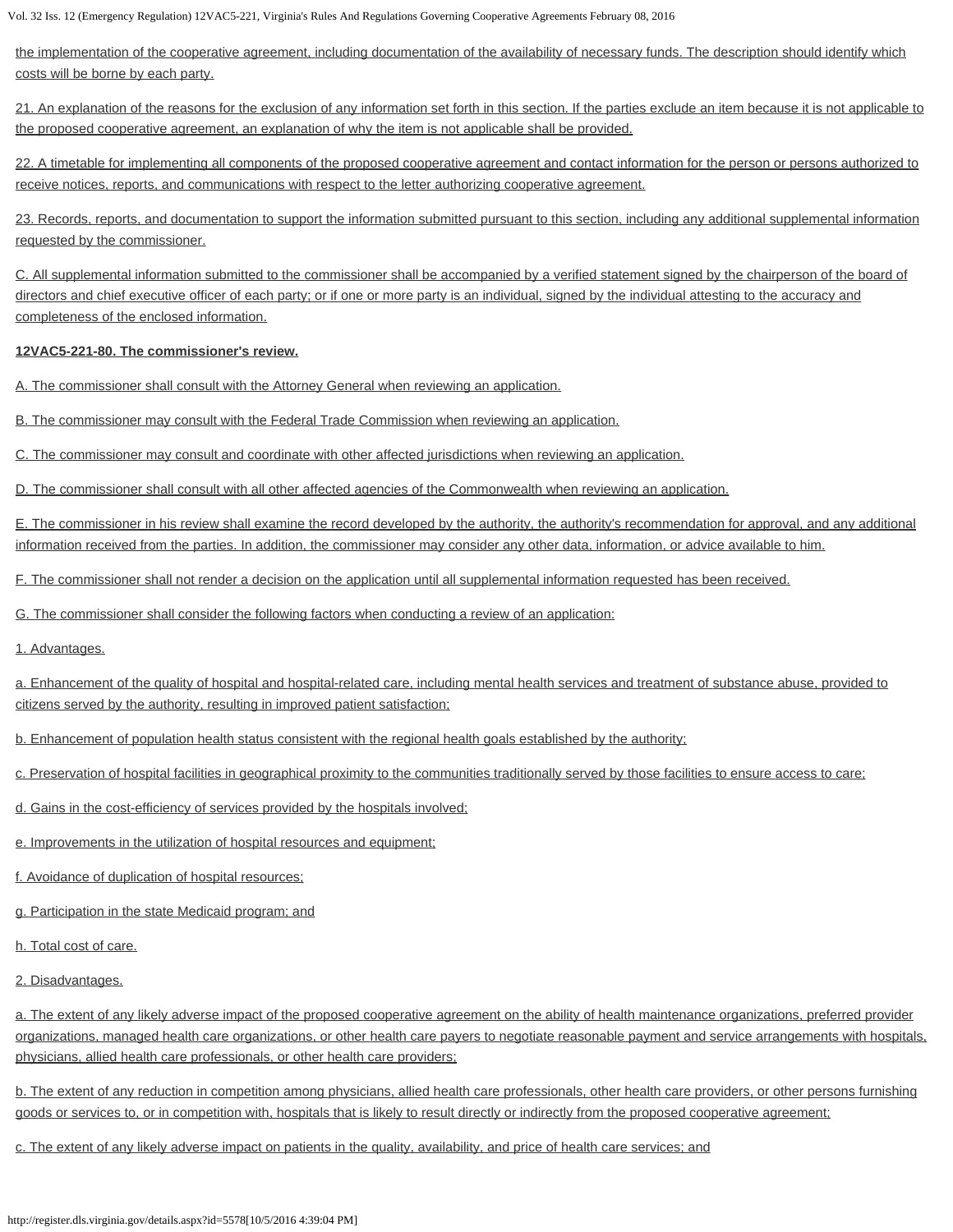the implementation of the cooperative agreement, including documentation of the availability of necessary funds. The description should identify which costs will be borne by each party.

21. An explanation of the reasons for the exclusion of any information set forth in this section. If the parties exclude an item because it is not applicable to the proposed cooperative agreement, an explanation of why the item is not applicable shall be provided.

22. A timetable for implementing all components of the proposed cooperative agreement and contact information for the person or persons authorized to receive notices, reports, and communications with respect to the letter authorizing cooperative agreement.

23. Records, reports, and documentation to support the information submitted pursuant to this section, including any additional supplemental information requested by the commissioner.

C. All supplemental information submitted to the commissioner shall be accompanied by a verified statement signed by the chairperson of the board of directors and chief executive officer of each party; or if one or more party is an individual, signed by the individual attesting to the accuracy and completeness of the enclosed information.

**12VAC5-221-80. The commissioner's review.**

A. The commissioner shall consult with the Attorney General when reviewing an application.

B. The commissioner may consult with the Federal Trade Commission when reviewing an application.

C. The commissioner may consult and coordinate with other affected jurisdictions when reviewing an application.

D. The commissioner shall consult with all other affected agencies of the Commonwealth when reviewing an application.

E. The commissioner in his review shall examine the record developed by the authority, the authority's recommendation for approval, and any additional information received from the parties. In addition, the commissioner may consider any other data, information, or advice available to him.

F. The commissioner shall not render a decision on the application until all supplemental information requested has been received.

G. The commissioner shall consider the following factors when conducting a review of an application:

1. Advantages.

a. Enhancement of the quality of hospital and hospital-related care, including mental health services and treatment of substance abuse, provided to citizens served by the authority, resulting in improved patient satisfaction;

b. Enhancement of population health status consistent with the regional health goals established by the authority;

c. Preservation of hospital facilities in geographical proximity to the communities traditionally served by those facilities to ensure access to care;

d. Gains in the cost-efficiency of services provided by the hospitals involved;

e. Improvements in the utilization of hospital resources and equipment;

f. Avoidance of duplication of hospital resources;

g. Participation in the state Medicaid program; and

h. Total cost of care.

2. Disadvantages.

a. The extent of any likely adverse impact of the proposed cooperative agreement on the ability of health maintenance organizations, preferred provider organizations, managed health care organizations, or other health care payers to negotiate reasonable payment and service arrangements with hospitals, physicians, allied health care professionals, or other health care providers;

b. The extent of any reduction in competition among physicians, allied health care professionals, other health care providers, or other persons furnishing goods or services to, or in competition with, hospitals that is likely to result directly or indirectly from the proposed cooperative agreement;

c. The extent of any likely adverse impact on patients in the quality, availability, and price of health care services; and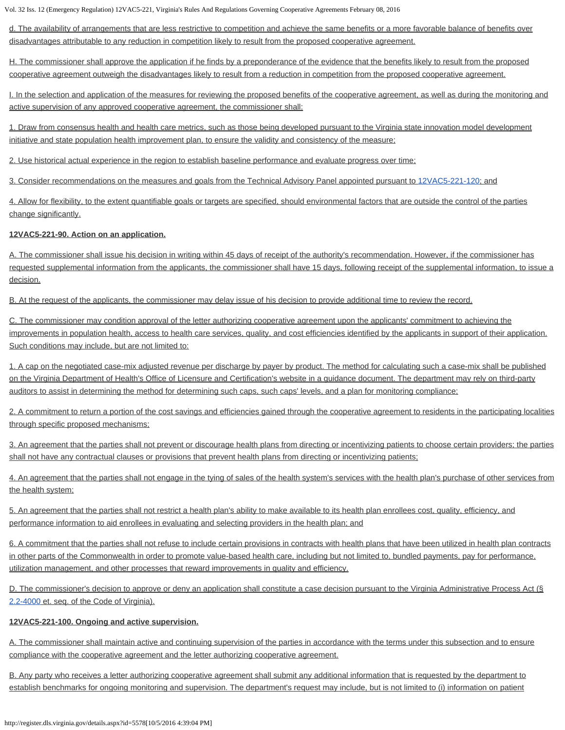d. The availability of arrangements that are less restrictive to competition and achieve the same benefits or a more favorable balance of benefits over disadvantages attributable to any reduction in competition likely to result from the proposed cooperative agreement.

H. The commissioner shall approve the application if he finds by a preponderance of the evidence that the benefits likely to result from the proposed cooperative agreement outweigh the disadvantages likely to result from a reduction in competition from the proposed cooperative agreement.

I. In the selection and application of the measures for reviewing the proposed benefits of the cooperative agreement, as well as during the monitoring and active supervision of any approved cooperative agreement, the commissioner shall:

1. Draw from consensus health and health care metrics, such as those being developed pursuant to the Virginia state innovation model development initiative and state population health improvement plan, to ensure the validity and consistency of the measure;

2. Use historical actual experience in the region to establish baseline performance and evaluate progress over time;

3. Consider recommendations on the measures and goals from the Technical Advisory Panel appointed pursuant to 12VAC5-221-120; and

4. Allow for flexibility, to the extent quantifiable goals or targets are specified, should environmental factors that are outside the control of the parties change significantly.

**12VAC5-221-90. Action on an application.**

A. The commissioner shall issue his decision in writing within 45 days of receipt of the authority's recommendation. However, if the commissioner has requested supplemental information from the applicants, the commissioner shall have 15 days, following receipt of the supplemental information, to issue a decision.

B. At the request of the applicants, the commissioner may delay issue of his decision to provide additional time to review the record.

C. The commissioner may condition approval of the letter authorizing cooperative agreement upon the applicants' commitment to achieving the improvements in population health, access to health care services, quality, and cost efficiencies identified by the applicants in support of their application. Such conditions may include, but are not limited to:

1. A cap on the negotiated case-mix adjusted revenue per discharge by payer by product. The method for calculating such a case-mix shall be published on the Virginia Department of Health's Office of Licensure and Certification's website in a guidance document. The department may rely on third-party auditors to assist in determining the method for determining such caps, such caps' levels, and a plan for monitoring compliance;

2. A commitment to return a portion of the cost savings and efficiencies gained through the cooperative agreement to residents in the participating localities through specific proposed mechanisms;

3. An agreement that the parties shall not prevent or discourage health plans from directing or incentivizing patients to choose certain providers; the parties shall not have any contractual clauses or provisions that prevent health plans from directing or incentivizing patients;

4. An agreement that the parties shall not engage in the tying of sales of the health system's services with the health plan's purchase of other services from the health system;

5. An agreement that the parties shall not restrict a health plan's ability to make available to its health plan enrollees cost, quality, efficiency, and performance information to aid enrollees in evaluating and selecting providers in the health plan; and

6. A commitment that the parties shall not refuse to include certain provisions in contracts with health plans that have been utilized in health plan contracts in other parts of the Commonwealth in order to promote value-based health care, including but not limited to, bundled payments, pay for performance, utilization management, and other processes that reward improvements in quality and efficiency.

D. The commissioner's decision to approve or deny an application shall constitute a case decision pursuant to the Virginia Administrative Process Act (§ 2.2-4000 et. seq. of the Code of Virginia).

**12VAC5-221-100. Ongoing and active supervision.**

A. The commissioner shall maintain active and continuing supervision of the parties in accordance with the terms under this subsection and to ensure compliance with the cooperative agreement and the letter authorizing cooperative agreement.

B. Any party who receives a letter authorizing cooperative agreement shall submit any additional information that is requested by the department to establish benchmarks for ongoing monitoring and supervision. The department's request may include, but is not limited to (i) information on patient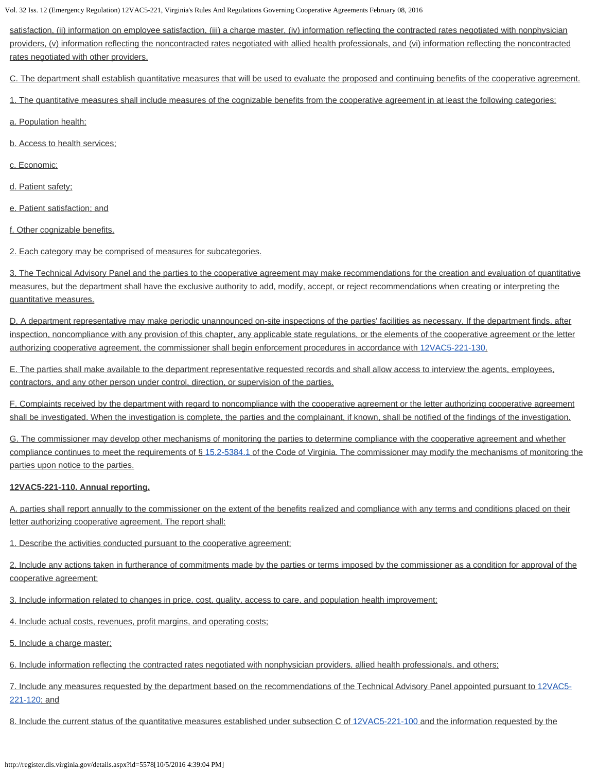satisfaction, (ii) information on employee satisfaction, (iii) a charge master, (iv) information reflecting the contracted rates negotiated with nonphysician providers, (v) information reflecting the noncontracted rates negotiated with allied health professionals, and (vi) information reflecting the noncontracted rates negotiated with other providers.

C. The department shall establish quantitative measures that will be used to evaluate the proposed and continuing benefits of the cooperative agreement.

1. The quantitative measures shall include measures of the cognizable benefits from the cooperative agreement in at least the following categories:

a. Population health;

b. Access to health services;

c. Economic;

d. Patient safety;

e. Patient satisfaction; and

f. Other cognizable benefits.

2. Each category may be comprised of measures for subcategories.

3. The Technical Advisory Panel and the parties to the cooperative agreement may make recommendations for the creation and evaluation of quantitative measures, but the department shall have the exclusive authority to add, modify, accept, or reject recommendations when creating or interpreting the quantitative measures.

D. A department representative may make periodic unannounced on-site inspections of the parties' facilities as necessary. If the department finds, after inspection, noncompliance with any provision of this chapter, any applicable state regulations, or the elements of the cooperative agreement or the letter authorizing cooperative agreement, the commissioner shall begin enforcement procedures in accordance with 12VAC5-221-130.

E. The parties shall make available to the department representative requested records and shall allow access to interview the agents, employees, contractors, and any other person under control, direction, or supervision of the parties.

F. Complaints received by the department with regard to noncompliance with the cooperative agreement or the letter authorizing cooperative agreement shall be investigated. When the investigation is complete, the parties and the complainant, if known, shall be notified of the findings of the investigation.

G. The commissioner may develop other mechanisms of monitoring the parties to determine compliance with the cooperative agreement and whether compliance continues to meet the requirements of § 15.2-5384.1 of the Code of Virginia. The commissioner may modify the mechanisms of monitoring the parties upon notice to the parties.

**12VAC5-221-110. Annual reporting.**

A. parties shall report annually to the commissioner on the extent of the benefits realized and compliance with any terms and conditions placed on their letter authorizing cooperative agreement. The report shall:

1. Describe the activities conducted pursuant to the cooperative agreement;

2. Include any actions taken in furtherance of commitments made by the parties or terms imposed by the commissioner as a condition for approval of the cooperative agreement;

3. Include information related to changes in price, cost, quality, access to care, and population health improvement;

4. Include actual costs, revenues, profit margins, and operating costs;

5. Include a charge master;

6. Include information reflecting the contracted rates negotiated with nonphysician providers, allied health professionals, and others;

7. Include any measures requested by the department based on the recommendations of the Technical Advisory Panel appointed pursuant to 12VAC5-221-120; and

8. Include the current status of the quantitative measures established under subsection C of 12VAC5-221-100 and the information requested by the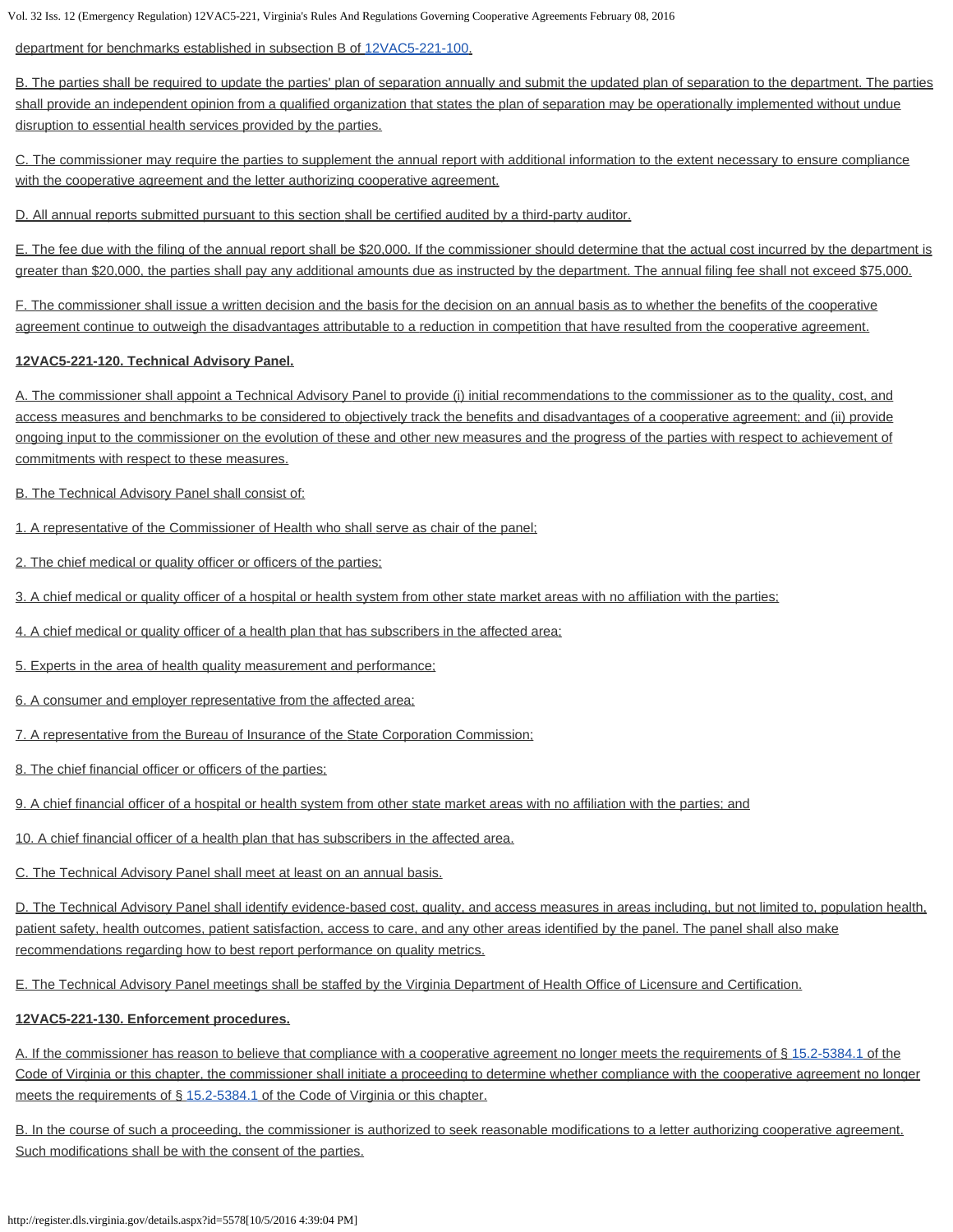department for benchmarks established in subsection B of 12VAC5-221-100.

B. The parties shall be required to update the parties' plan of separation annually and submit the updated plan of separation to the department. The parties shall provide an independent opinion from a qualified organization that states the plan of separation may be operationally implemented without undue disruption to essential health services provided by the parties.

C. The commissioner may require the parties to supplement the annual report with additional information to the extent necessary to ensure compliance with the cooperative agreement and the letter authorizing cooperative agreement.

D. All annual reports submitted pursuant to this section shall be certified audited by a third-party auditor.

E. The fee due with the filing of the annual report shall be $20,000. If the commissioner should determine that the actual cost incurred by the department is greater than $20,000, the parties shall pay any additional amounts due as instructed by the department. The annual filing fee shall not exceed $75,000.

F. The commissioner shall issue a written decision and the basis for the decision on an annual basis as to whether the benefits of the cooperative agreement continue to outweigh the disadvantages attributable to a reduction in competition that have resulted from the cooperative agreement.

**12VAC5-221-120. Technical Advisory Panel.**

A. The commissioner shall appoint a Technical Advisory Panel to provide (i) initial recommendations to the commissioner as to the quality, cost, and access measures and benchmarks to be considered to objectively track the benefits and disadvantages of a cooperative agreement; and (ii) provide ongoing input to the commissioner on the evolution of these and other new measures and the progress of the parties with respect to achievement of commitments with respect to these measures.

B. The Technical Advisory Panel shall consist of:

1. A representative of the Commissioner of Health who shall serve as chair of the panel;

2. The chief medical or quality officer or officers of the parties;

3. A chief medical or quality officer of a hospital or health system from other state market areas with no affiliation with the parties;

4. A chief medical or quality officer of a health plan that has subscribers in the affected area;

5. Experts in the area of health quality measurement and performance;

6. A consumer and employer representative from the affected area;

7. A representative from the Bureau of Insurance of the State Corporation Commission;

8. The chief financial officer or officers of the parties;

9. A chief financial officer of a hospital or health system from other state market areas with no affiliation with the parties; and

10. A chief financial officer of a health plan that has subscribers in the affected area.

C. The Technical Advisory Panel shall meet at least on an annual basis.

D. The Technical Advisory Panel shall identify evidence-based cost, quality, and access measures in areas including, but not limited to, population health, patient safety, health outcomes, patient satisfaction, access to care, and any other areas identified by the panel. The panel shall also make recommendations regarding how to best report performance on quality metrics.

E. The Technical Advisory Panel meetings shall be staffed by the Virginia Department of Health Office of Licensure and Certification.

**12VAC5-221-130. Enforcement procedures.**

A. If the commissioner has reason to believe that compliance with a cooperative agreement no longer meets the requirements of § 15.2-5384.1 of the Code of Virginia or this chapter, the commissioner shall initiate a proceeding to determine whether compliance with the cooperative agreement no longer meets the requirements of § 15.2-5384.1 of the Code of Virginia or this chapter.

B. In the course of such a proceeding, the commissioner is authorized to seek reasonable modifications to a letter authorizing cooperative agreement. Such modifications shall be with the consent of the parties.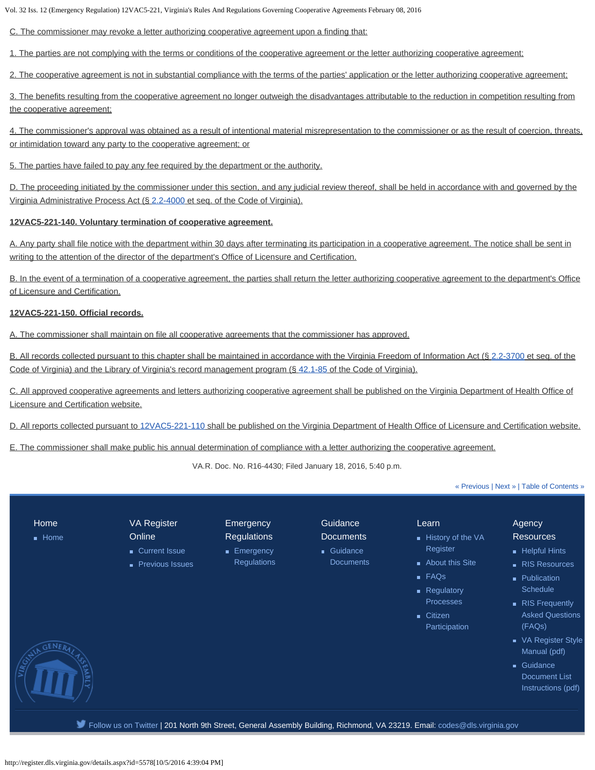C. The commissioner may revoke a letter authorizing cooperative agreement upon a finding that:

1. The parties are not complying with the terms or conditions of the cooperative agreement or the letter authorizing cooperative agreement;

2. The cooperative agreement is not in substantial compliance with the terms of the parties' application or the letter authorizing cooperative agreement;

3. The benefits resulting from the cooperative agreement no longer outweigh the disadvantages attributable to the reduction in competition resulting from the cooperative agreement;

4. The commissioner's approval was obtained as a result of intentional material misrepresentation to the commissioner or as the result of coercion, threats, or intimidation toward any party to the cooperative agreement; or

5. The parties have failed to pay any fee required by the department or the authority.

D. The proceeding initiated by the commissioner under this section, and any judicial review thereof, shall be held in accordance with and governed by the Virginia Administrative Process Act (§ 2.2-4000 et seq. of the Code of Virginia).

**12VAC5-221-140. Voluntary termination of cooperative agreement.**

A. Any party shall file notice with the department within 30 days after terminating its participation in a cooperative agreement. The notice shall be sent in writing to the attention of the director of the department's Office of Licensure and Certification.

B. In the event of a termination of a cooperative agreement, the parties shall return the letter authorizing cooperative agreement to the department's Office of Licensure and Certification.

**12VAC5-221-150. Official records.**

A. The commissioner shall maintain on file all cooperative agreements that the commissioner has approved.

B. All records collected pursuant to this chapter shall be maintained in accordance with the Virginia Freedom of Information Act (§ 2.2-3700 et seq. of the Code of Virginia) and the Library of Virginia's record management program (§ 42.1-85 of the Code of Virginia).

C. All approved cooperative agreements and letters authorizing cooperative agreement shall be published on the Virginia Department of Health Office of Licensure and Certification website.

D. All reports collected pursuant to 12VAC5-221-110 shall be published on the Virginia Department of Health Office of Licensure and Certification website.

E. The commissioner shall make public his annual determination of compliance with a letter authorizing the cooperative agreement.

VA.R. Doc. No. R16-4430; Filed January 18, 2016, 5:40 p.m.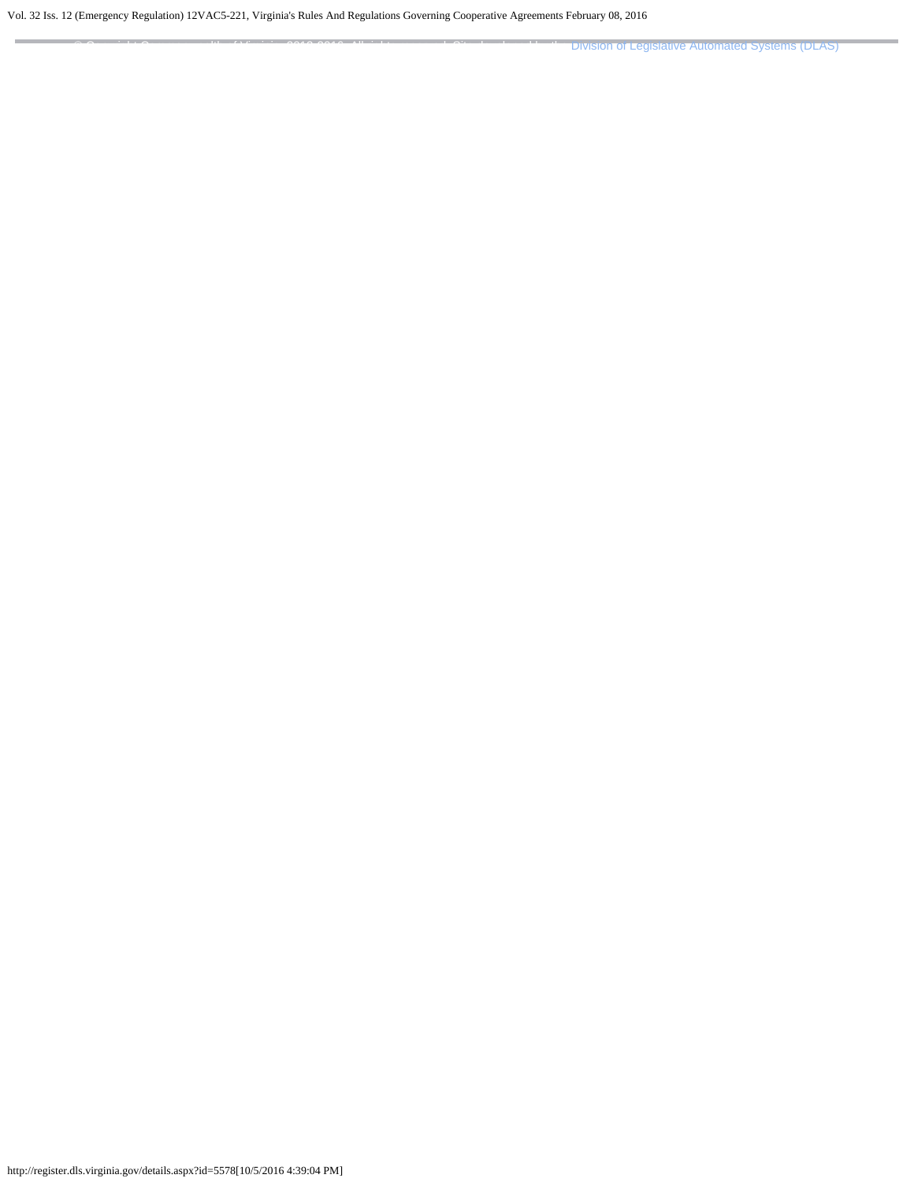© Copyright Commonwealth of Virginia, 2016-2016. All rights reserved. Site developed by the Division of Legislative Automated Systems (DLAS)